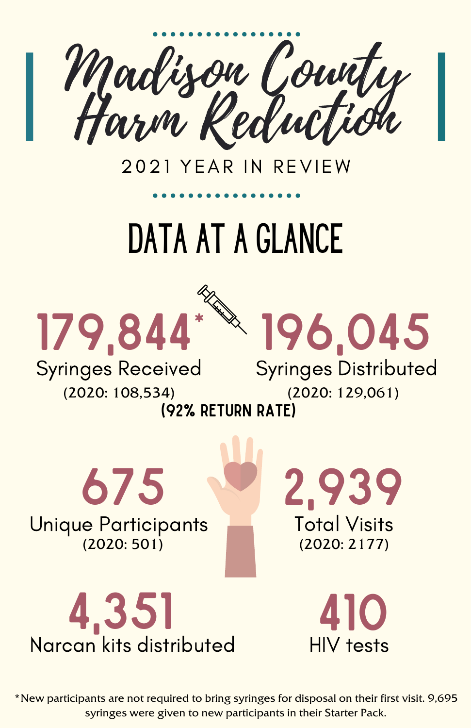# Madison County Harm Reduction

## 2021 YEAR IN REVIEW

## DATA AT A GLANCE

**179,844*** Syringes Received (2020: 108,534)

**196,045** Syringes Distributed (2020: 129,061)

**(92% RETURN RATE)**

**675** Unique Participants (2020: 501)

**2,939** Total Visits (2020: 2177)

**4,351** Narcan kits distributed

**410** HIV tests

*New participants are not required to bring syringes for disposal on their first visit. 9,695 syringes were given to new participants in their Starter Pack.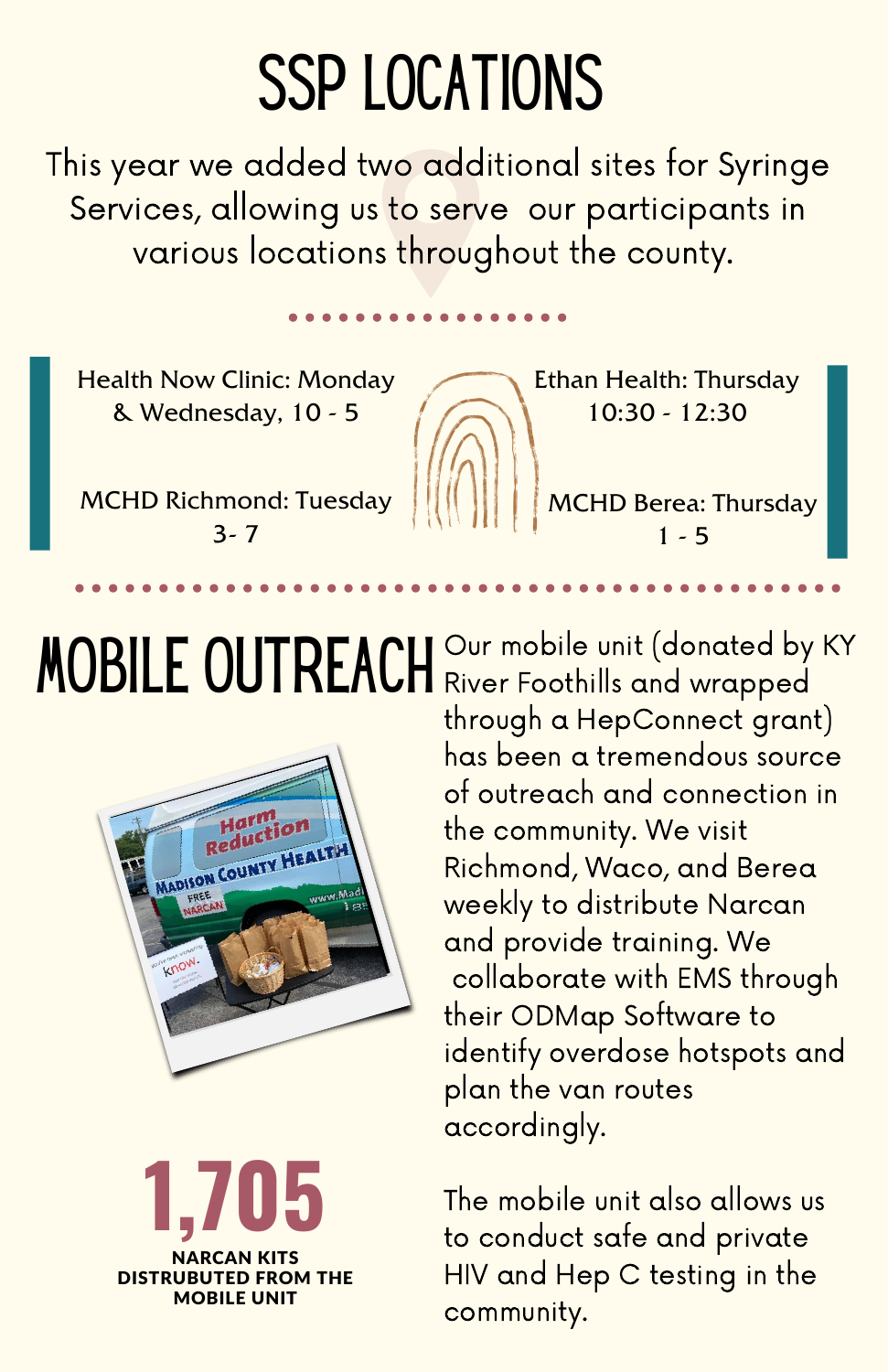# SSP LOCATIONS

This year we added two additional sites for Syringe Services, allowing us to serve our participants in various locations throughout the county.

Health Now Clinic: Monday & Wednesday, 10 - 5

MCHD Richmond: Tuesday 3- 7

Ethan Health: Thursday 10:30 - 12:30

MCHD Berea: Thursday 1 - 5

# MOBILE OUTREACH

Our mobile unit (donated by KY River Foothills and wrapped through a HepConnect grant) has been a tremendous source of outreach and connection in the community. We visit Richmond, Waco, and Berea weekly to distribute Narcan and provide training. We collaborate with EMS through their ODMap Software to identify overdose hotspots and plan the van routes accordingly.

The mobile unit also allows us to conduct safe and private HIV and Hep C testing in the community.

**1,705**

**NARCAN KITS DISTRUBUTED FROM THE MOBILE UNIT**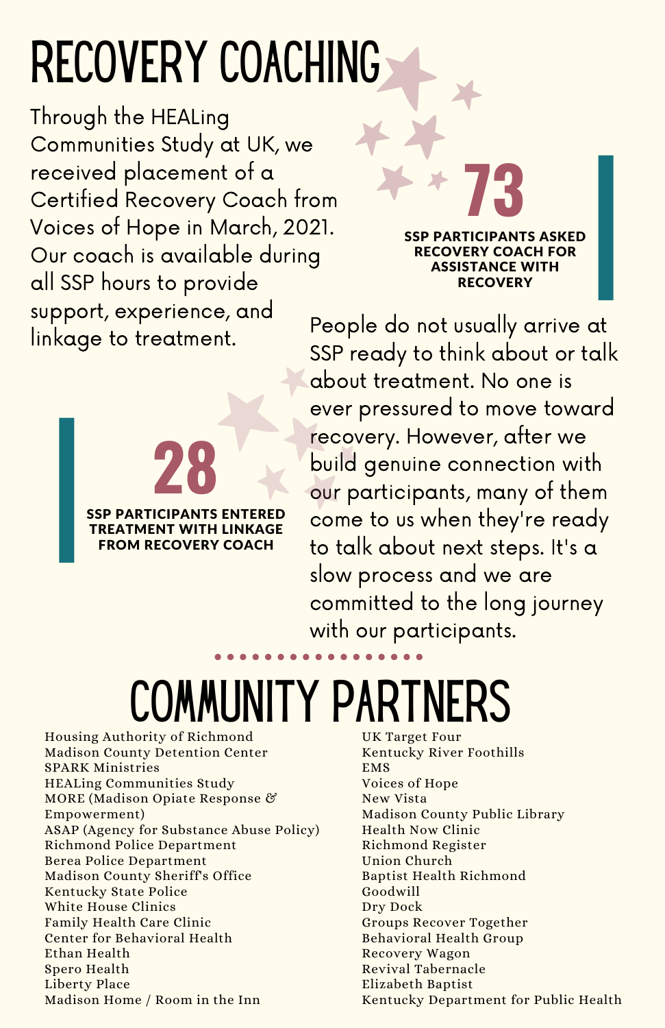# RECOVERY COACHING

Through the HEALing Communities Study at UK, we received placement of a Certified Recovery Coach from Voices of Hope in March, 2021. Our coach is available during all SSP hours to provide support, experience, and linkage to treatment.

**73**

**SSP PARTICIPANTS ASKED RECOVERY COACH FOR ASSISTANCE WITH RECOVERY**

People do not usually arrive at SSP ready to think about or talk about treatment. No one is ever pressured to move toward recovery. However, after we build genuine connection with our participants, many of them come to us when they're ready to talk about next steps. It's a slow process and we are committed to the long journey with our participants.

**28**

**SSP PARTICIPANTS ENTERED TREATMENT WITH LINKAGE FROM RECOVERY COACH**

# COMMUNITY PARTNERS

Housing Authority of Richmond
Madison County Detention Center
SPARK Ministries
HEALing Communities Study
MORE (Madison Opiate Response & Empowerment)
ASAP (Agency for Substance Abuse Policy)
Richmond Police Department
Berea Police Department
Madison County Sheriff's Office
Kentucky State Police
White House Clinics
Family Health Care Clinic
Center for Behavioral Health
Ethan Health
Spero Health
Liberty Place
Madison Home / Room in the Inn
UK Target Four
Kentucky River Foothills
EMS
Voices of Hope
New Vista
Madison County Public Library
Health Now Clinic
Richmond Register
Union Church
Baptist Health Richmond
Goodwill
Dry Dock
Groups Recover Together
Behavioral Health Group
Recovery Wagon
Revival Tabernacle
Elizabeth Baptist
Kentucky Department for Public Health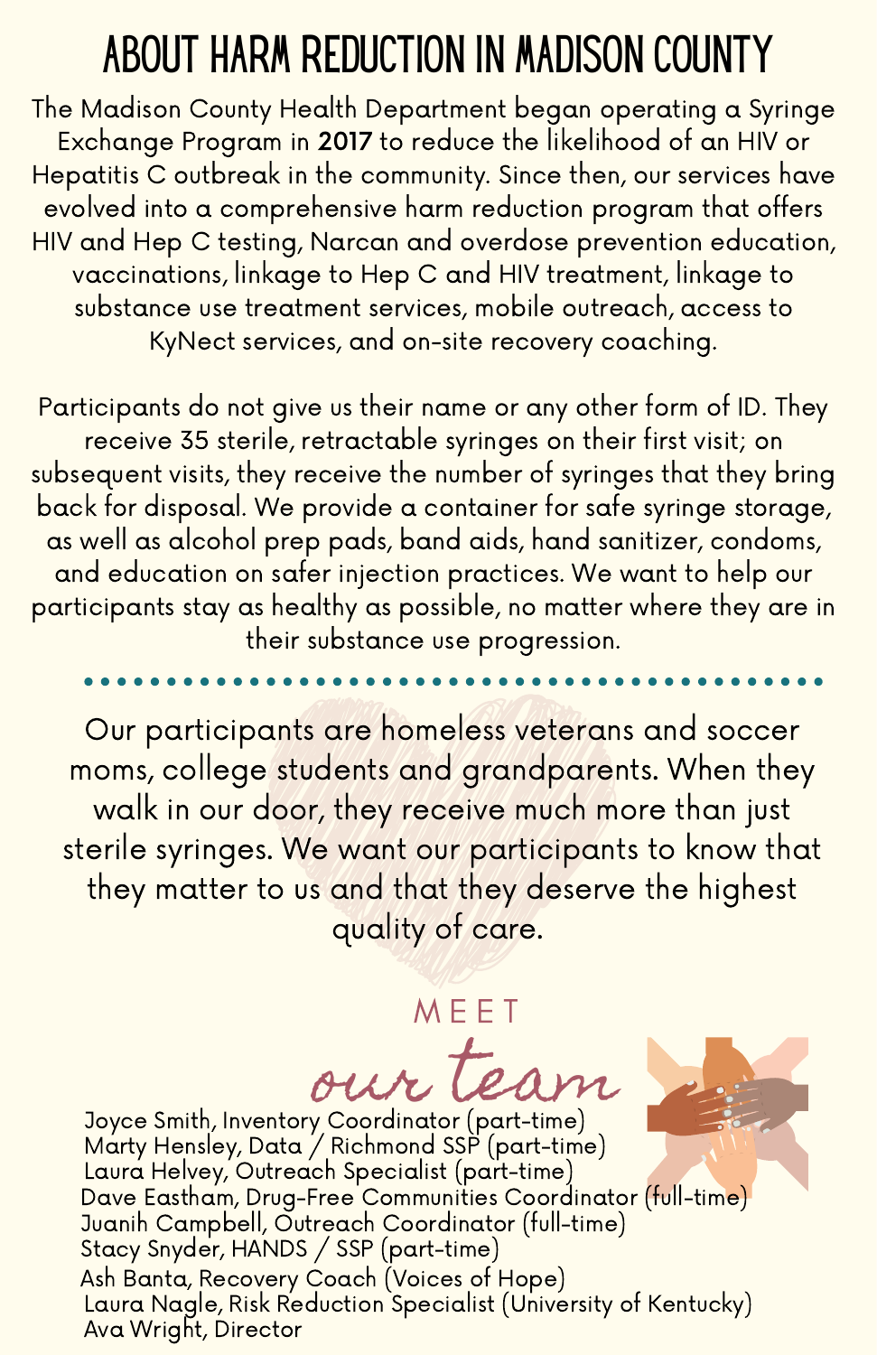# ABOUT HARM REDUCTION IN MADISON COUNTY

The Madison County Health Department began operating a Syringe Exchange Program in **2017** to reduce the likelihood of an HIV or Hepatitis C outbreak in the community. Since then, our services have evolved into a comprehensive harm reduction program that offers HIV and Hep C testing, Narcan and overdose prevention education, vaccinations, linkage to Hep C and HIV treatment, linkage to substance use treatment services, mobile outreach, access to KyNect services, and on-site recovery coaching.

Participants do not give us their name or any other form of ID. They receive 35 sterile, retractable syringes on their first visit; on subsequent visits, they receive the number of syringes that they bring back for disposal. We provide a container for safe syringe storage, as well as alcohol prep pads, band aids, hand sanitizer, condoms, and education on safer injection practices. We want to help our participants stay as healthy as possible, no matter where they are in their substance use progression.

Our participants are homeless veterans and soccer moms, college students and grandparents. When they walk in our door, they receive much more than just sterile syringes. We want our participants to know that they matter to us and that they deserve the highest quality of care.

## MEET *our team*

Joyce Smith, Inventory Coordinator (part-time)
Marty Hensley, Data / Richmond SSP (part-time)
Laura Helvey, Outreach Specialist (part-time)
Dave Eastham, Drug-Free Communities Coordinator (full-time)
Juanih Campbell, Outreach Coordinator (full-time)
Stacy Snyder, HANDS / SSP (part-time)
Ash Banta, Recovery Coach (Voices of Hope)
Laura Nagle, Risk Reduction Specialist (University of Kentucky)
Ava Wright, Director